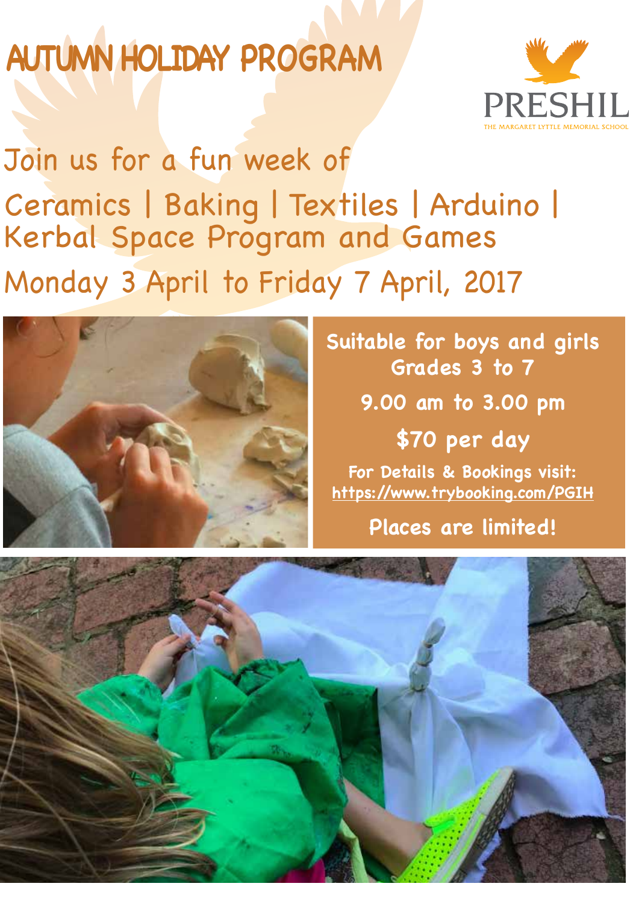# AUTUMN HOLIDAY PROGRAM

PRESHIL
THE MARGARET LYTTLE MEMORIAL SCHOOL

Join us for a fun week of

Ceramics | Baking | Textiles | Arduino | Kerbal Space Program and Games

Monday 3 April to Friday 7 April, 2017

**Suitable for boys and girls Grades 3 to 7**

**9.00 am to 3.00 pm**

**$70 per day**

**For Details & Bookings visit:**
https://www.trybooking.com/PGIH

**Places are limited!**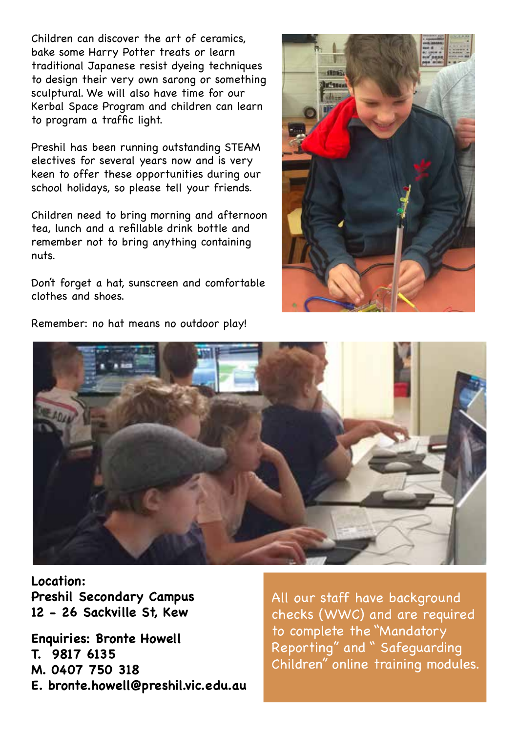Children can discover the art of ceramics, bake some Harry Potter treats or learn traditional Japanese resist dyeing techniques to design their very own sarong or something sculptural. We will also have time for our Kerbal Space Program and children can learn to program a traffic light.

Preshil has been running outstanding STEAM electives for several years now and is very keen to offer these opportunities during our school holidays, so please tell your friends.

Children need to bring morning and afternoon tea, lunch and a refillable drink bottle and remember not to bring anything containing nuts.

Don't forget a hat, sunscreen and comfortable clothes and shoes.

Remember: no hat means no outdoor play!

**Location:**
**Preshil Secondary Campus**
**12 - 26 Sackville St, Kew**

**Enquiries: Bronte Howell**
**T. 9817 6135**
**M. 0407 750 318**
**E. bronte.howell@preshil.vic.edu.au**

All our staff have background checks (WWC) and are required to complete the "Mandatory Reporting" and " Safeguarding Children" online training modules.